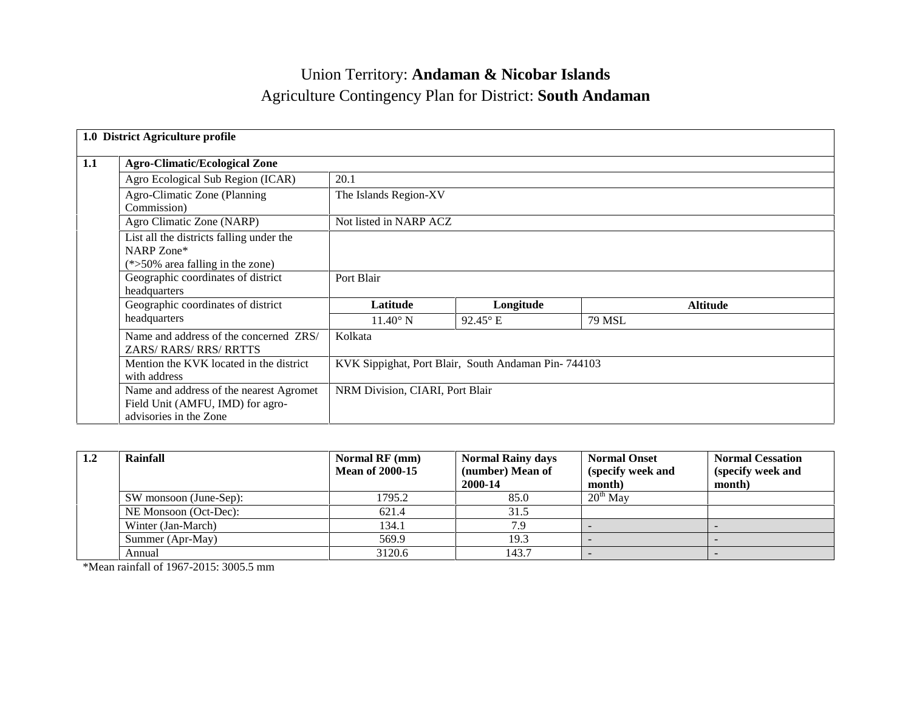# Union Territory: **Andaman & Nicobar Islands**

## Agriculture Contingency Plan for District: **South Andaman**

| **1.0 District Agriculture profile** | | | | |
|---|---|---|---|---|
| **1.1** | **Agro-Climatic/Ecological Zone** | | | |
| | Agro Ecological Sub Region (ICAR) | 20.1 | | |
| | Agro-Climatic Zone (Planning Commission) | The Islands Region-XV | | |
| | Agro Climatic Zone (NARP) | Not listed in NARP ACZ | | |
| | List all the districts falling under the NARP Zone* (*>50% area falling in the zone) | | | |
| | Geographic coordinates of district headquarters | Port Blair | | |
| | Geographic coordinates of district headquarters | **Latitude** | **Longitude** | **Altitude** |
| | | 11.40° N | 92.45° E | 79 MSL |
| | Name and address of the concerned ZRS/ ZARS/ RARS/ RRS/ RRTTS | Kolkata | | |
| | Mention the KVK located in the district with address | KVK Sippighat, Port Blair, South Andaman Pin- 744103 | | |
| | Name and address of the nearest Agromet Field Unit (AMFU, IMD) for agro-advisories in the Zone | NRM Division, CIARI, Port Blair | | |

| **1.2** | **Rainfall** | **Normal RF (mm) Mean of 2000-15** | **Normal Rainy days (number) Mean of 2000-14** | **Normal Onset (specify week and month)** | **Normal Cessation (specify week and month)** |
|---|---|---|---|---|---|
| | SW monsoon (June-Sep): | 1795.2 | 85.0 | 20th May | |
| | NE Monsoon (Oct-Dec): | 621.4 | 31.5 | | |
| | Winter (Jan-March) | 134.1 | 7.9 | - | - |
| | Summer (Apr-May) | 569.9 | 19.3 | - | - |
| | Annual | 3120.6 | 143.7 | - | - |

*Mean rainfall of 1967-2015: 3005.5 mm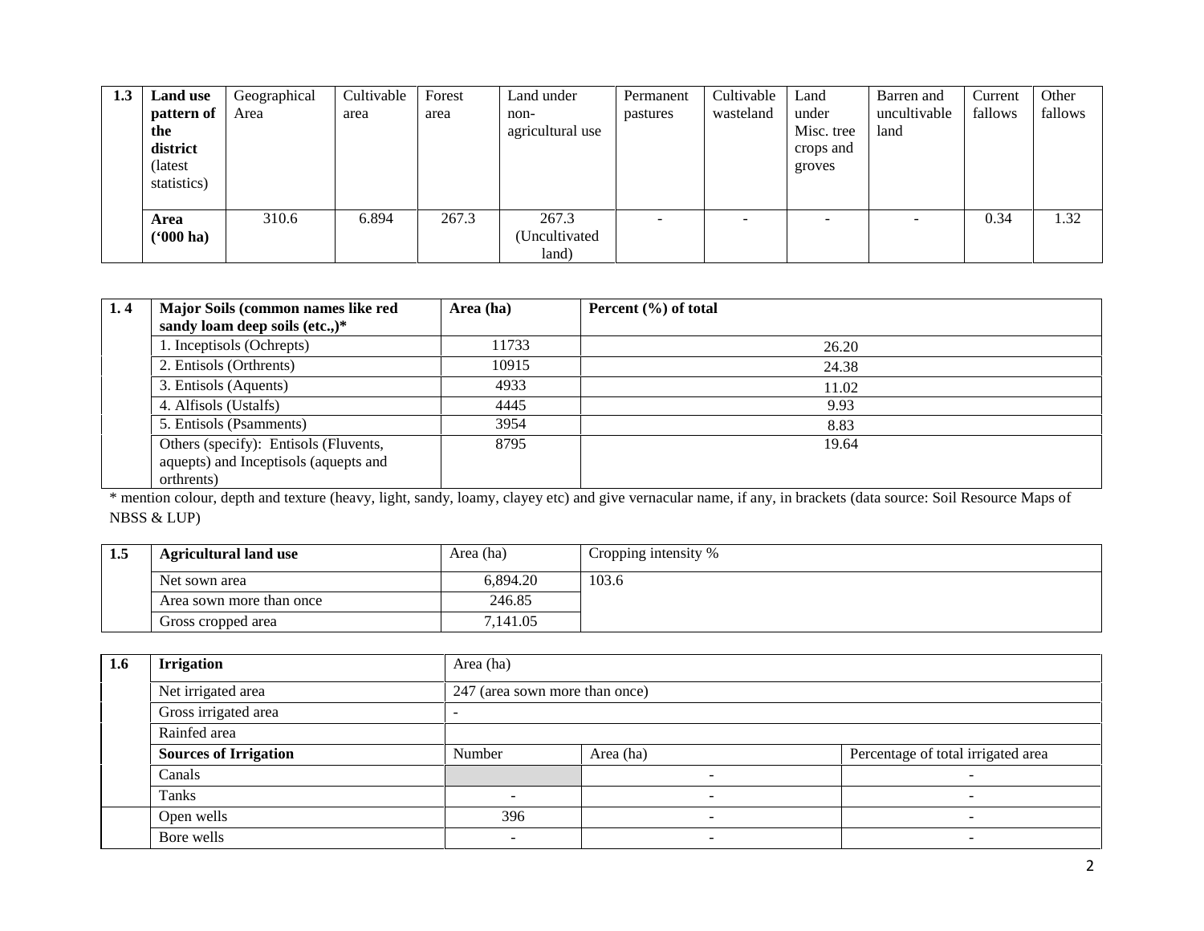| 1.3 | Land use pattern of the district (latest statistics) | Geographical Area | Cultivable area | Forest area | Land under non-agricultural use | Permanent pastures | Cultivable wasteland | Land under Misc. tree crops and groves | Barren and uncultivable land | Current fallows | Other fallows |
|---|---|---|---|---|---|---|---|---|---|---|---|
| | **Area ('000 ha)** | 310.6 | 6.894 | 267.3 | 267.3 (Uncultivated land) | - | - | - | - | 0.34 | 1.32 |

| 1. 4 | Major Soils (common names like red sandy loam deep soils (etc.,)* | Area (ha) | Percent (%) of total |
|---|---|---|---|
| | 1. Inceptisols (Ochrepts) | 11733 | 26.20 |
| | 2. Entisols (Orthrents) | 10915 | 24.38 |
| | 3. Entisols (Aquents) | 4933 | 11.02 |
| | 4. Alfisols (Ustalfs) | 4445 | 9.93 |
| | 5. Entisols (Psamments) | 3954 | 8.83 |
| | Others (specify): Entisols (Fluvents, aquepts) and Inceptisols (aquepts and orthrents) | 8795 | 19.64 |

* mention colour, depth and texture (heavy, light, sandy, loamy, clayey etc) and give vernacular name, if any, in brackets (data source: Soil Resource Maps of NBSS & LUP)

| 1.5 | Agricultural land use | Area (ha) | Cropping intensity % |
|---|---|---|---|
| | Net sown area | 6,894.20 | 103.6 |
| | Area sown more than once | 246.85 | |
| | Gross cropped area | 7,141.05 | |

| 1.6 | Irrigation | Area (ha) | | |
|---|---|---|---|---|
| | Net irrigated area | 247 (area sown more than once) | | |
| | Gross irrigated area | - | | |
| | Rainfed area | | | |
| | **Sources of Irrigation** | Number | Area (ha) | Percentage of total irrigated area |
| | Canals | | - | - |
| | Tanks | - | - | - |
| | Open wells | 396 | - | - |
| | Bore wells | - | - | - |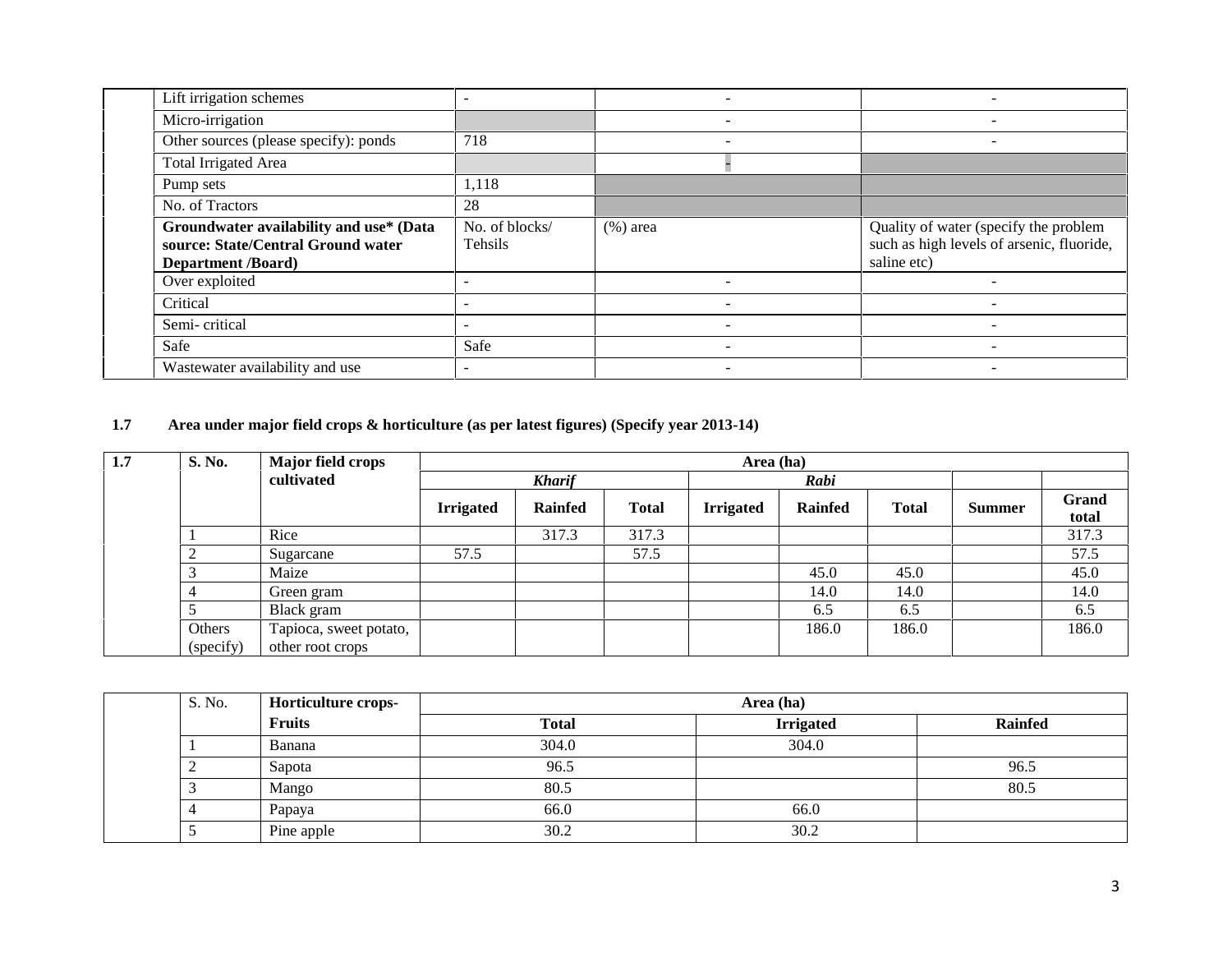| | | | | |
|---|---|---|---|---|
| | Lift irrigation schemes | - | - | - |
| | Micro-irrigation | | - | - |
| | Other sources (please specify): ponds | 718 | - | - |
| | Total Irrigated Area | | - | |
| | Pump sets | 1,118 | | |
| | No. of Tractors | 28 | | |
| | **Groundwater availability and use\* (Data source: State/Central Ground water Department /Board)** | No. of blocks/ Tehsils | (%) area | Quality of water (specify the problem such as high levels of arsenic, fluoride, saline etc) |
| | Over exploited | - | - | - |
| | Critical | - | - | - |
| | Semi- critical | - | - | - |
| | Safe | Safe | - | - |
| | Wastewater availability and use | - | - | - |

**1.7 Area under major field crops & horticulture (as per latest figures) (Specify year 2013-14)**

| 1.7 | S. No. | Major field crops cultivated | Area (ha) | | | | | | | |
|---|---|---|---|---|---|---|---|---|---|---|
| | | | *Kharif* | | | *Rabi* | | | | |
| | | | **Irrigated** | **Rainfed** | **Total** | **Irrigated** | **Rainfed** | **Total** | **Summer** | **Grand total** |
| | 1 | Rice | | 317.3 | 317.3 | | | | | 317.3 |
| | 2 | Sugarcane | 57.5 | | 57.5 | | | | | 57.5 |
| | 3 | Maize | | | | | 45.0 | 45.0 | | 45.0 |
| | 4 | Green gram | | | | | 14.0 | 14.0 | | 14.0 |
| | 5 | Black gram | | | | | 6.5 | 6.5 | | 6.5 |
| | Others (specify) | Tapioca, sweet potato, other root crops | | | | | 186.0 | 186.0 | | 186.0 |

| | S. No. | Horticulture crops- Fruits | Area (ha) | | |
|---|---|---|---|---|---|
| | | | **Total** | **Irrigated** | **Rainfed** |
| | 1 | Banana | 304.0 | 304.0 | |
| | 2 | Sapota | 96.5 | | 96.5 |
| | 3 | Mango | 80.5 | | 80.5 |
| | 4 | Papaya | 66.0 | 66.0 | |
| | 5 | Pine apple | 30.2 | 30.2 | |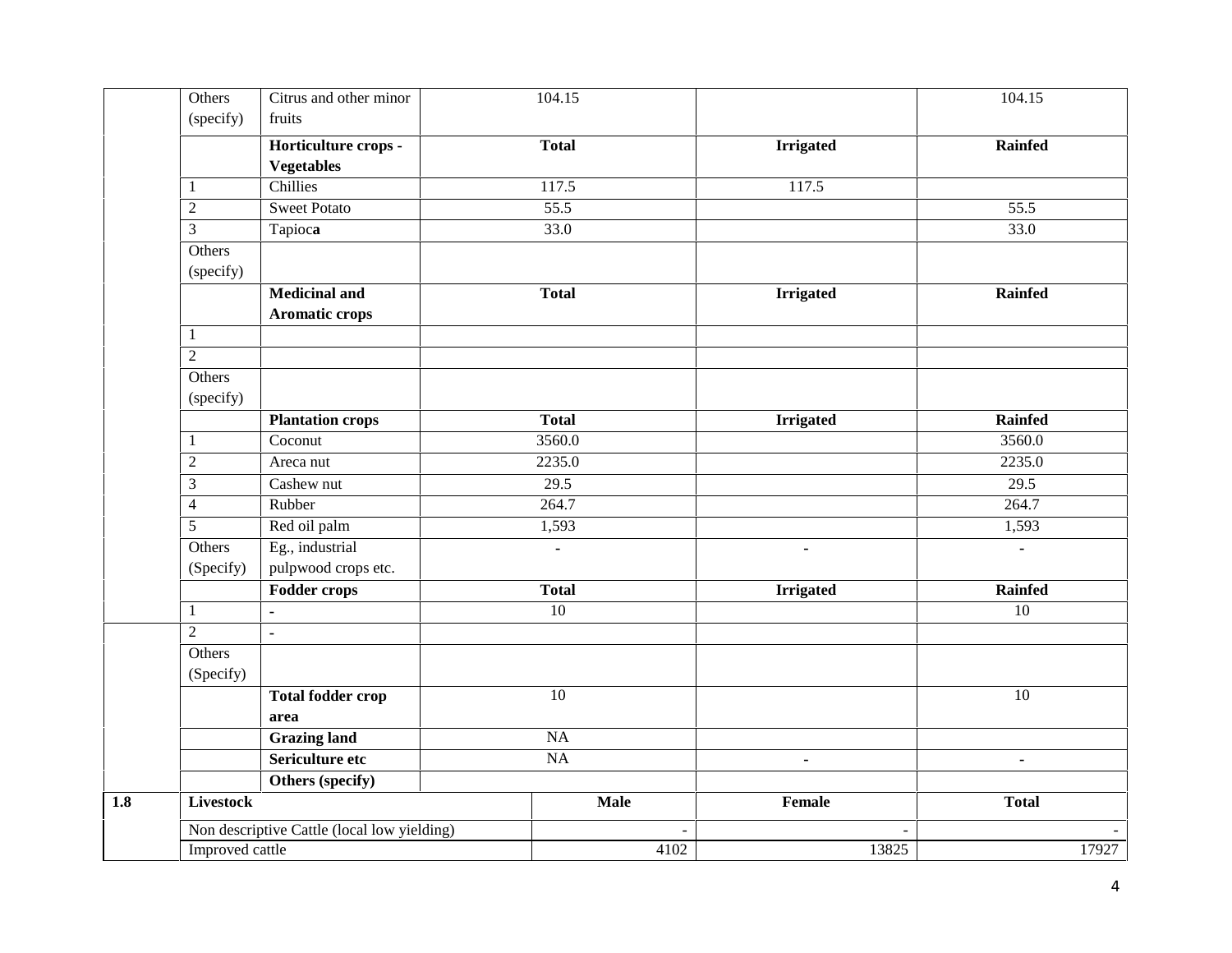| | | | | | |
|---|---|---|---|---|---|
| | Others (specify) | Citrus and other minor fruits | 104.15 | | 104.15 |
| | | **Horticulture crops - Vegetables** | **Total** | **Irrigated** | **Rainfed** |
| | 1 | Chillies | 117.5 | 117.5 | |
| | 2 | Sweet Potato | 55.5 | | 55.5 |
| | 3 | Tapioc**a** | 33.0 | | 33.0 |
| | Others (specify) | | | | |
| | | **Medicinal and Aromatic crops** | **Total** | **Irrigated** | **Rainfed** |
| | 1 | | | | |
| | 2 | | | | |
| | Others (specify) | | | | |
| | | **Plantation crops** | **Total** | **Irrigated** | **Rainfed** |
| | 1 | Coconut | 3560.0 | | 3560.0 |
| | 2 | Areca nut | 2235.0 | | 2235.0 |
| | 3 | Cashew nut | 29.5 | | 29.5 |
| | 4 | Rubber | 264.7 | | 264.7 |
| | 5 | Red oil palm | 1,593 | | 1,593 |
| | Others (Specify) | Eg., industrial pulpwood crops etc. | - | - | - |
| | | **Fodder crops** | **Total** | **Irrigated** | **Rainfed** |
| | 1 | - | 10 | | 10 |
| | 2 | - | | | |
| | Others (Specify) | | | | |
| | | **Total fodder crop area** | 10 | | 10 |
| | | **Grazing land** | NA | | |
| | | **Sericulture etc** | NA | - | - |
| | | **Others (specify)** | | | |

| | | | | |
|---|---|---|---|---|
| **1.8** | **Livestock** | **Male** | **Female** | **Total** |
| | Non descriptive Cattle (local low yielding) | - | - | - |
| | Improved cattle | 4102 | 13825 | 17927 |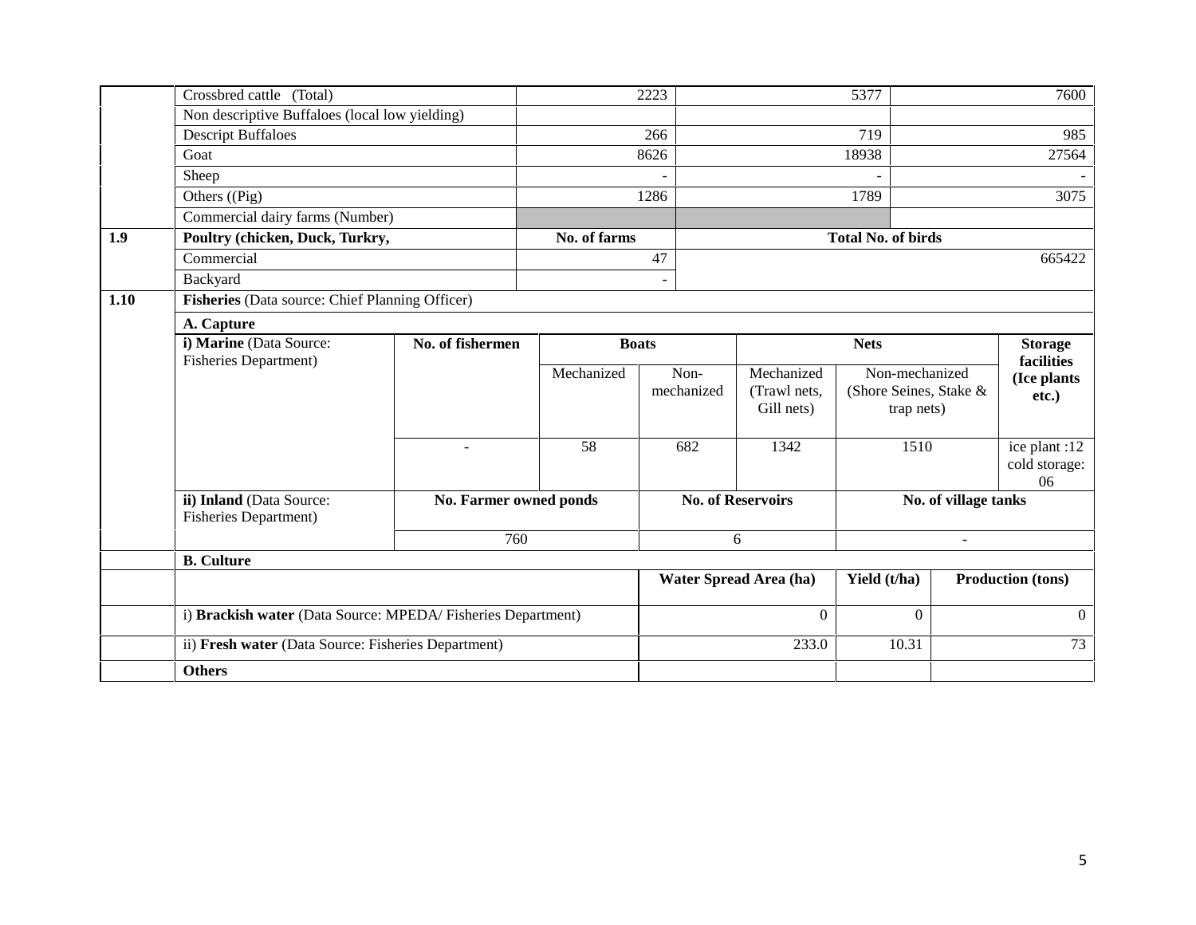| | | | | |
|---|---|---|---|---|
| | Crossbred cattle (Total) | 2223 | 5377 | 7600 |
| | Non descriptive Buffaloes (local low yielding) | | | |
| | Descript Buffaloes | 266 | 719 | 985 |
| | Goat | 8626 | 18938 | 27564 |
| | Sheep | - | - | - |
| | Others ((Pig) | 1286 | 1789 | 3075 |
| | Commercial dairy farms (Number) | | | |
| **1.9** | **Poultry (chicken, Duck, Turkry,** | **No. of farms** | **Total No. of birds** | |
| | Commercial | 47 | 665422 | |
| | Backyard | - | | |

| | | | | | | | |
|---|---|---|---|---|---|---|---|
| **1.10** | **Fisheries** (Data source: Chief Planning Officer) | | | | | | |
| | **A. Capture** | | | | | | |
| | **i) Marine** (Data Source: Fisheries Department) | **No. of fishermen** | **Boats** | | **Nets** | | **Storage facilities (Ice plants etc.)** |
| | | | Mechanized | Non-mechanized | Mechanized (Trawl nets, Gill nets) | Non-mechanized (Shore Seines, Stake & trap nets) | |
| | | - | 58 | 682 | 1342 | 1510 | ice plant :12 cold storage: 06 |
| | **ii) Inland** (Data Source: Fisheries Department) | **No. Farmer owned ponds** | | **No. of Reservoirs** | | **No. of village tanks** | |
| | | 760 | | 6 | | - | |

| | | | | |
|---|---|---|---|---|
| | **B. Culture** | | | |
| | | **Water Spread Area (ha)** | **Yield (t/ha)** | **Production (tons)** |
| | i) **Brackish water** (Data Source: MPEDA/ Fisheries Department) | 0 | 0 | 0 |
| | ii) **Fresh water** (Data Source: Fisheries Department) | 233.0 | 10.31 | 73 |
| | **Others** | | | |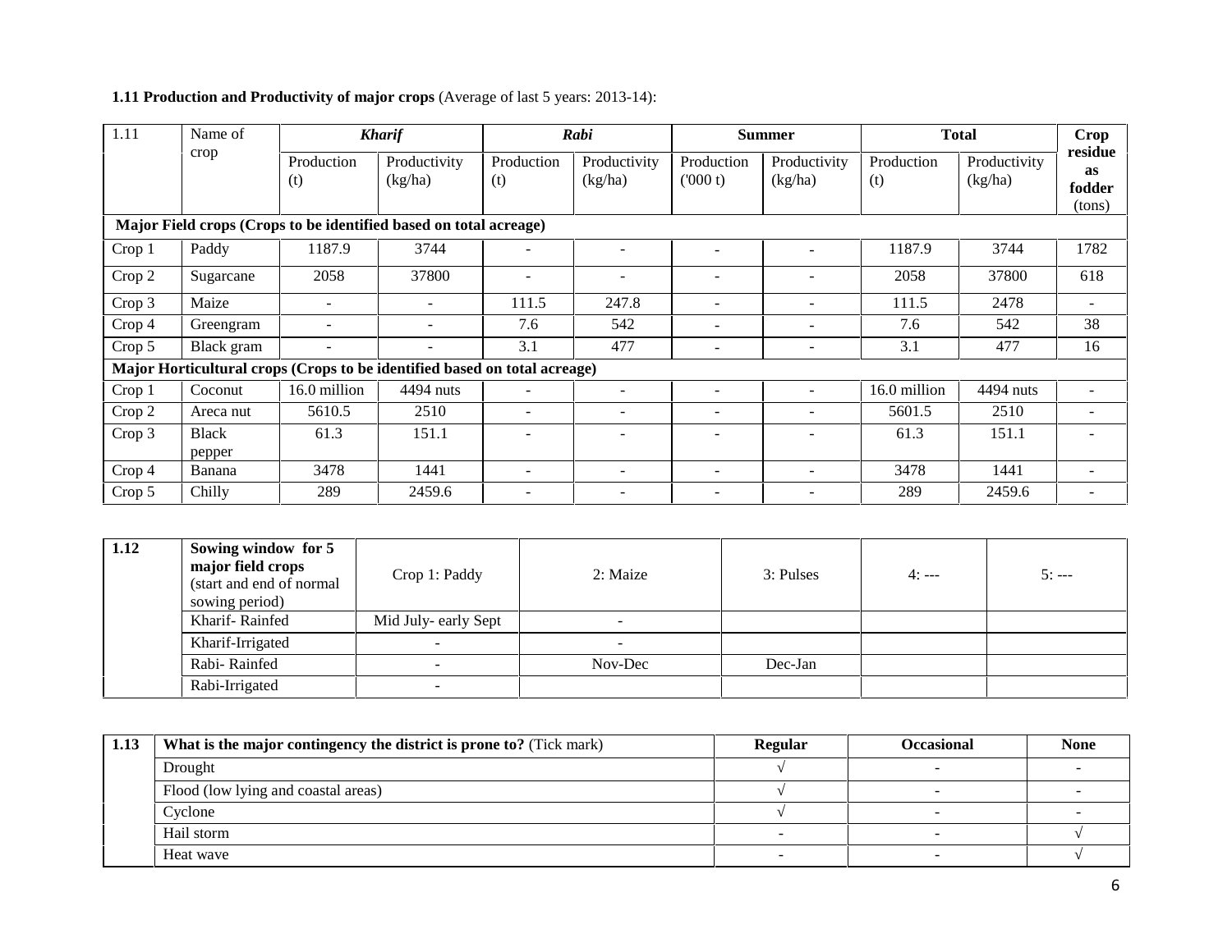**1.11 Production and Productivity of major crops** (Average of last 5 years: 2013-14):

| 1.11 | Name of crop | *Kharif* | | *Rabi* | | Summer | | Total | | Crop residue as fodder (tons) |
|---|---|---|---|---|---|---|---|---|---|---|
| | | Production (t) | Productivity (kg/ha) | Production (t) | Productivity (kg/ha) | Production ('000 t) | Productivity (kg/ha) | Production (t) | Productivity (kg/ha) | |
| **Major Field crops (Crops to be identified based on total acreage)** | | | | | | | | | | |
| Crop 1 | Paddy | 1187.9 | 3744 | - | - | - | - | 1187.9 | 3744 | 1782 |
| Crop 2 | Sugarcane | 2058 | 37800 | - | - | - | - | 2058 | 37800 | 618 |
| Crop 3 | Maize | - | - | 111.5 | 247.8 | - | - | 111.5 | 2478 | - |
| Crop 4 | Greengram | - | - | 7.6 | 542 | - | - | 7.6 | 542 | 38 |
| Crop 5 | Black gram | - | - | 3.1 | 477 | - | - | 3.1 | 477 | 16 |
| **Major Horticultural crops (Crops to be identified based on total acreage)** | | | | | | | | | | |
| Crop 1 | Coconut | 16.0 million | 4494 nuts | - | - | - | - | 16.0 million | 4494 nuts | - |
| Crop 2 | Areca nut | 5610.5 | 2510 | - | - | - | - | 5601.5 | 2510 | - |
| Crop 3 | Black pepper | 61.3 | 151.1 | - | - | - | - | 61.3 | 151.1 | - |
| Crop 4 | Banana | 3478 | 1441 | - | - | - | - | 3478 | 1441 | - |
| Crop 5 | Chilly | 289 | 2459.6 | - | - | - | - | 289 | 2459.6 | - |

| 1.12 | **Sowing window for 5 major field crops** (start and end of normal sowing period) | Crop 1: Paddy | 2: Maize | 3: Pulses | 4: --- | 5: --- |
|---|---|---|---|---|---|---|
| | Kharif- Rainfed | Mid July- early Sept | - | | | |
| | Kharif-Irrigated | - | - | | | |
| | Rabi- Rainfed | - | Nov-Dec | Dec-Jan | | |
| | Rabi-Irrigated | - | | | | |

| 1.13 | **What is the major contingency the district is prone to?** (Tick mark) | **Regular** | **Occasional** | **None** |
|---|---|---|---|---|
| | Drought | √ | - | - |
| | Flood (low lying and coastal areas) | √ | - | - |
| | Cyclone | √ | - | - |
| | Hail storm | - | - | √ |
| | Heat wave | - | - | √ |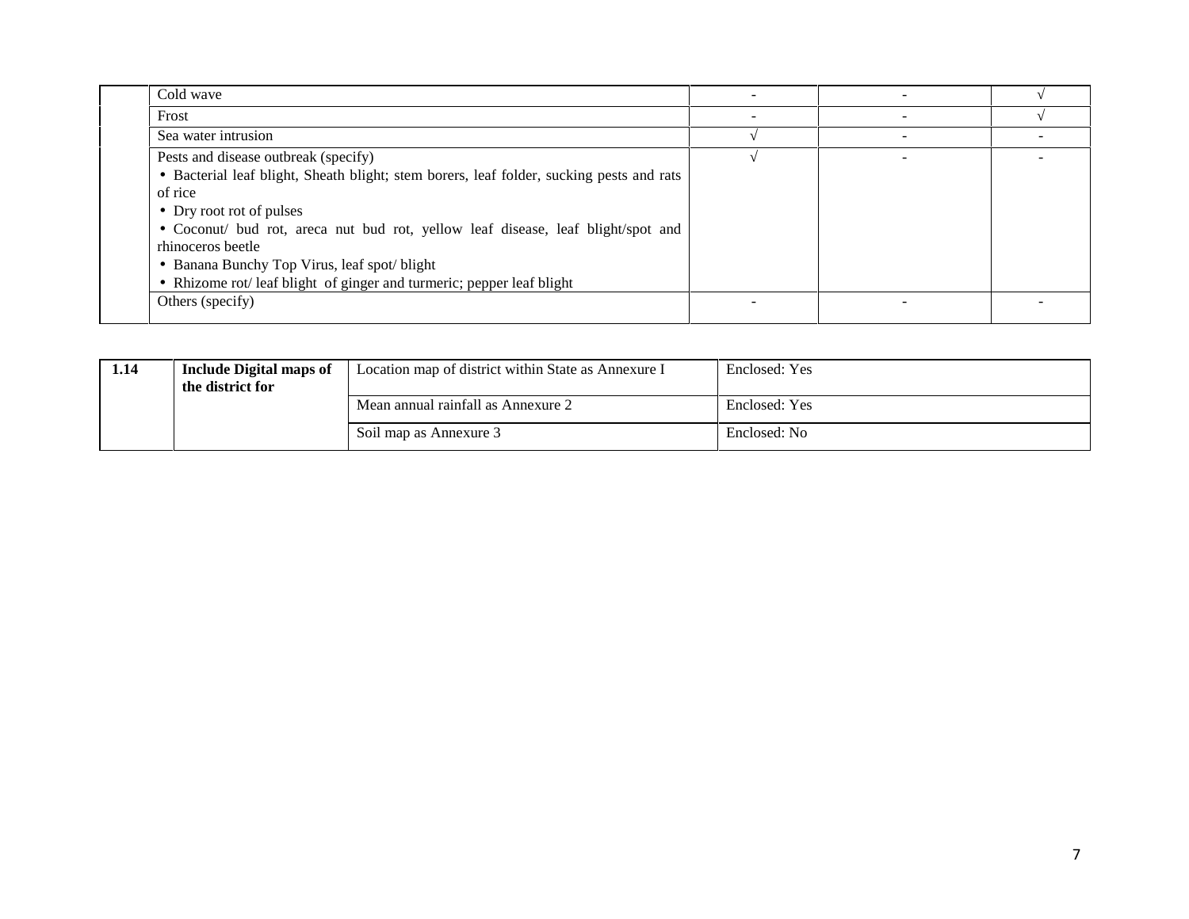| | | | | |
|---|---|---|---|---|
| | Cold wave | - | - | √ |
| | Frost | - | - | √ |
| | Sea water intrusion | √ | - | - |
| | Pests and disease outbreak (specify)<br>• Bacterial leaf blight, Sheath blight; stem borers, leaf folder, sucking pests and rats of rice<br>• Dry root rot of pulses<br>• Coconut/ bud rot, areca nut bud rot, yellow leaf disease, leaf blight/spot and rhinoceros beetle<br>• Banana Bunchy Top Virus, leaf spot/ blight<br>• Rhizome rot/ leaf blight of ginger and turmeric; pepper leaf blight | √ | - | - |
| | Others (specify) | - | - | - |

| | | | |
|---|---|---|---|
| **1.14** | **Include Digital maps of the district for** | Location map of district within State as Annexure I | Enclosed: Yes |
| | | Mean annual rainfall as Annexure 2 | Enclosed: Yes |
| | | Soil map as Annexure 3 | Enclosed: No |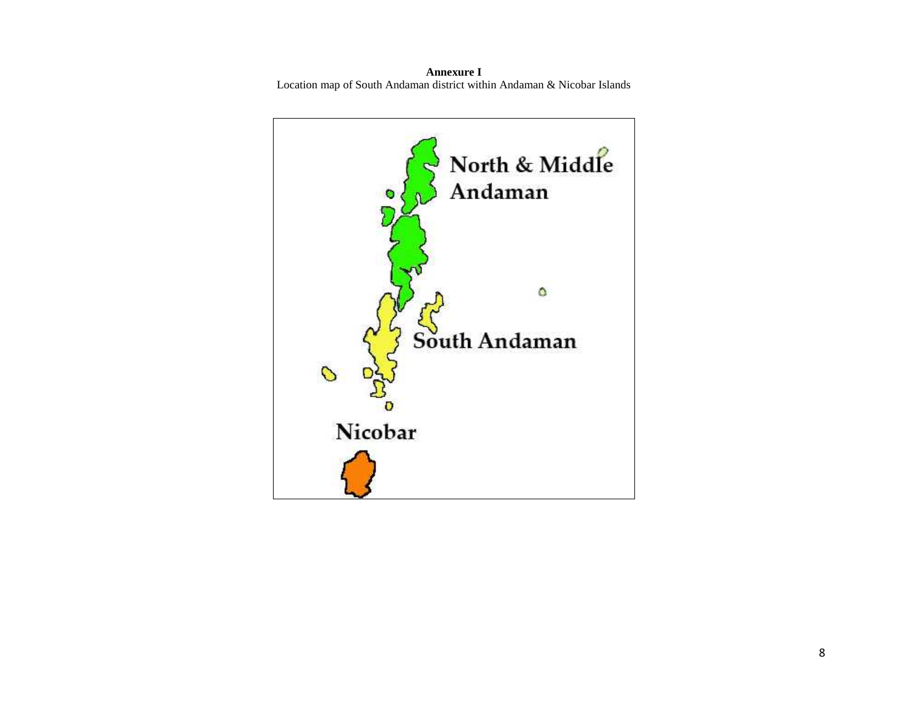**Annexure I**

Location map of South Andaman district within Andaman & Nicobar Islands

North & Middle Andaman

South Andaman

Nicobar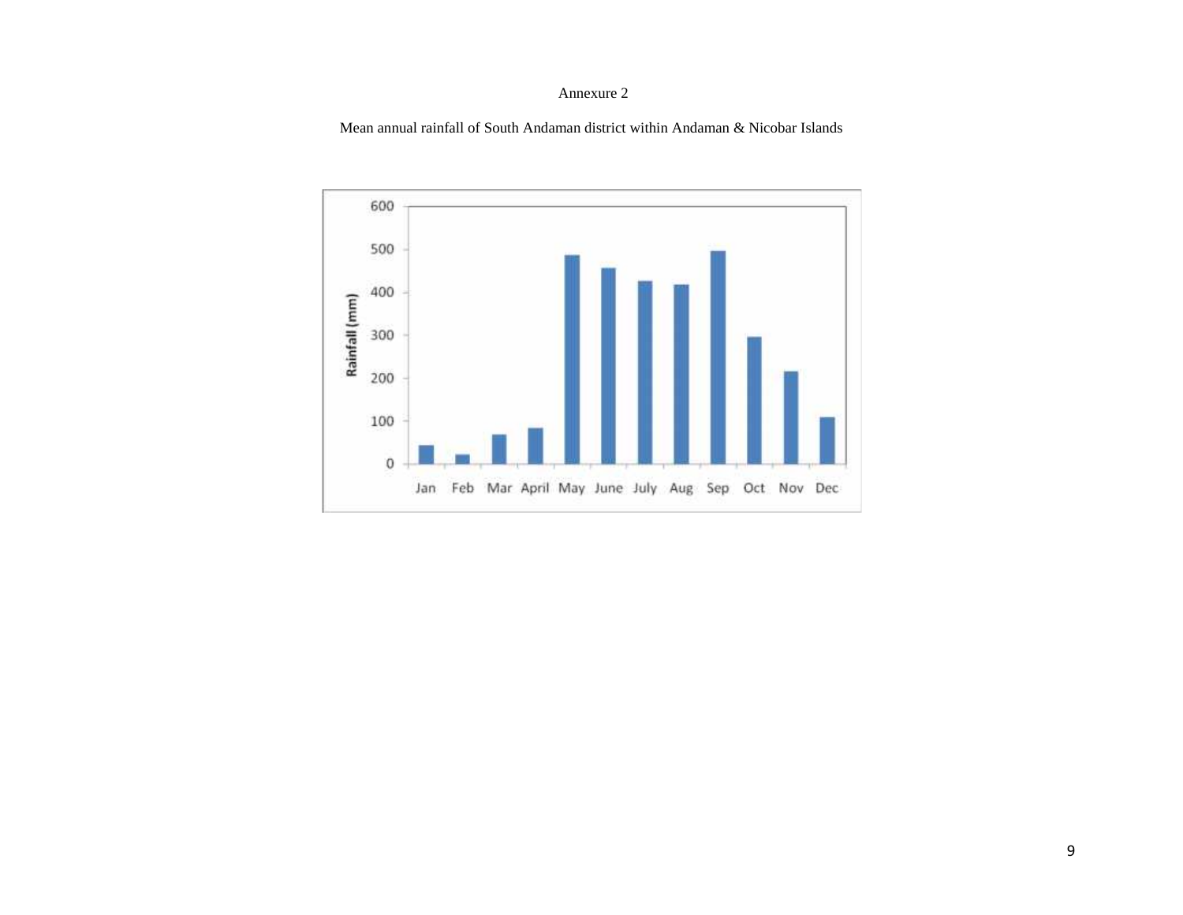Annexure 2

Mean annual rainfall of South Andaman district within Andaman & Nicobar Islands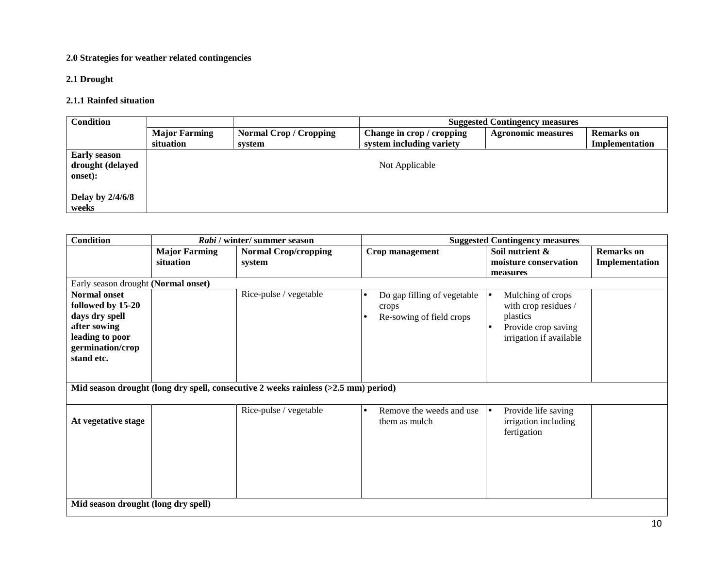**2.0 Strategies for weather related contingencies**

**2.1 Drought**

**2.1.1 Rainfed situation**

| **Condition** | | | **Suggested Contingency measures** | | |
|---|---|---|---|---|---|
| | **Major Farming situation** | **Normal Crop / Cropping system** | **Change in crop / cropping system including variety** | **Agronomic measures** | **Remarks on Implementation** |
| **Early season drought (delayed onset):** <br><br> **Delay by 2/4/6/8 weeks** | Not Applicable | | | | |

| **Condition** | ***Rabi* / winter/ summer season** | | **Suggested Contingency measures** | | |
|---|---|---|---|---|---|
| | **Major Farming situation** | **Normal Crop/cropping system** | **Crop management** | **Soil nutrient & moisture conservation measures** | **Remarks on Implementation** |
| Early season drought **(Normal onset)** | | | | | |
| **Normal onset followed by 15-20 days dry spell after sowing leading to poor germination/crop stand etc.** | | Rice-pulse / vegetable | • Do gap filling of vegetable crops <br> • Re-sowing of field crops | • Mulching of crops with crop residues / plastics <br> • Provide crop saving irrigation if available | |
| **Mid season drought (long dry spell, consecutive 2 weeks rainless (>2.5 mm) period)** | | | | | |
| **At vegetative stage** | | Rice-pulse / vegetable | • Remove the weeds and use them as mulch | • Provide life saving irrigation including fertigation | |
| **Mid season drought (long dry spell)** | | | | | |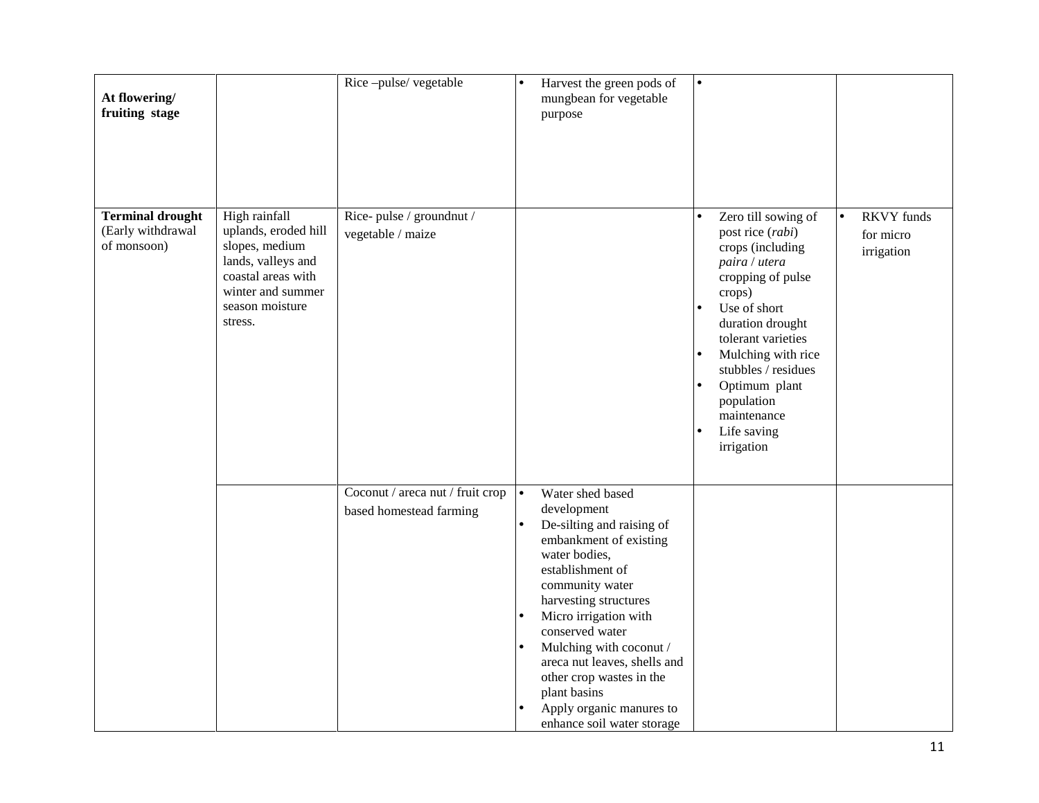| | | | | | |
|---|---|---|---|---|---|
| **At flowering/ fruiting stage** | | Rice –pulse/ vegetable | • Harvest the green pods of mungbean for vegetable purpose | • | |
| **Terminal drought** (Early withdrawal of monsoon) | High rainfall uplands, eroded hill slopes, medium lands, valleys and coastal areas with winter and summer season moisture stress. | Rice- pulse / groundnut / vegetable / maize | | • Zero till sowing of post rice (*rabi*) crops (including *paira* / *utera* cropping of pulse crops)<br>• Use of short duration drought tolerant varieties<br>• Mulching with rice stubbles / residues<br>• Optimum plant population maintenance<br>• Life saving irrigation | • RKVY funds for micro irrigation |
| | | Coconut / areca nut / fruit crop based homestead farming | • Water shed based development<br>• De-silting and raising of embankment of existing water bodies, establishment of community water harvesting structures<br>• Micro irrigation with conserved water<br>• Mulching with coconut / areca nut leaves, shells and other crop wastes in the plant basins<br>• Apply organic manures to enhance soil water storage | | |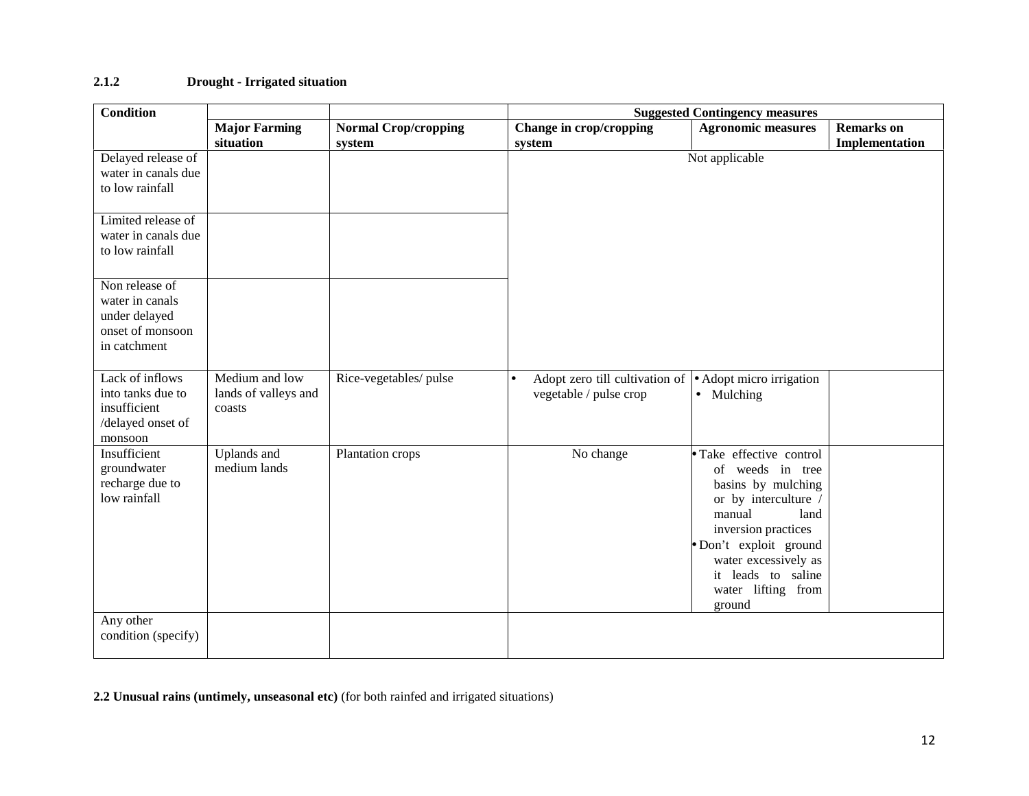#### 2.1.2 Drought - Irrigated situation

| Condition | | | Suggested Contingency measures | | |
|---|---|---|---|---|---|
| | Major Farming situation | Normal Crop/cropping system | Change in crop/cropping system | Agronomic measures | Remarks on Implementation |
| Delayed release of water in canals due to low rainfall | | | Not applicable | | |
| Limited release of water in canals due to low rainfall | | | | | |
| Non release of water in canals under delayed onset of monsoon in catchment | | | | | |
| Lack of inflows into tanks due to insufficient /delayed onset of monsoon | Medium and low lands of valleys and coasts | Rice-vegetables/ pulse | • Adopt zero till cultivation of vegetable / pulse crop | • Adopt micro irrigation<br>• Mulching | |
| Insufficient groundwater recharge due to low rainfall | Uplands and medium lands | Plantation crops | No change | • Take effective control of weeds in tree basins by mulching or by interculture / manual land inversion practices<br>• Don't exploit ground water excessively as it leads to saline water lifting from ground | |
| Any other condition (specify) | | | | | |

**2.2 Unusual rains (untimely, unseasonal etc)** (for both rainfed and irrigated situations)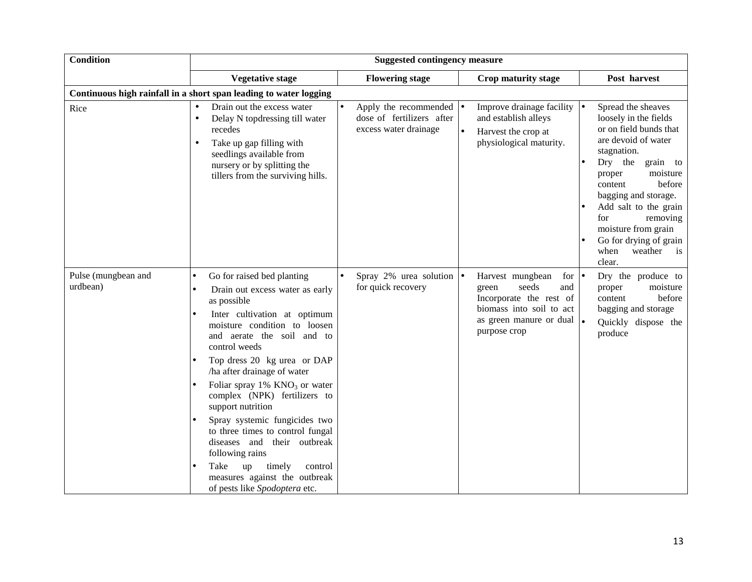| Condition | Suggested contingency measure | | | |
|---|---|---|---|---|
| | **Vegetative stage** | **Flowering stage** | **Crop maturity stage** | **Post harvest** |
| **Continuous high rainfall in a short span leading to water logging** | | | | |
| Rice | • Drain out the excess water<br>• Delay N topdressing till water recedes<br>• Take up gap filling with seedlings available from nursery or by splitting the tillers from the surviving hills. | • Apply the recommended dose of fertilizers after excess water drainage | • Improve drainage facility and establish alleys<br>• Harvest the crop at physiological maturity. | • Spread the sheaves loosely in the fields or on field bunds that are devoid of water stagnation.<br>• Dry the grain to proper moisture content before bagging and storage.<br>• Add salt to the grain for removing moisture from grain<br>• Go for drying of grain when weather is clear. |
| Pulse (mungbean and urdbean) | • Go for raised bed planting<br>• Drain out excess water as early as possible<br>• Inter cultivation at optimum moisture condition to loosen and aerate the soil and to control weeds<br>• Top dress 20 kg urea or DAP /ha after drainage of water<br>• Foliar spray 1% $KNO_3$ or water complex (NPK) fertilizers to support nutrition<br>• Spray systemic fungicides two to three times to control fungal diseases and their outbreak following rains<br>• Take up timely control measures against the outbreak of pests like *Spodoptera* etc. | • Spray 2% urea solution for quick recovery | • Harvest mungbean for green seeds and Incorporate the rest of biomass into soil to act as green manure or dual purpose crop | • Dry the produce to proper moisture content before bagging and storage<br>• Quickly dispose the produce |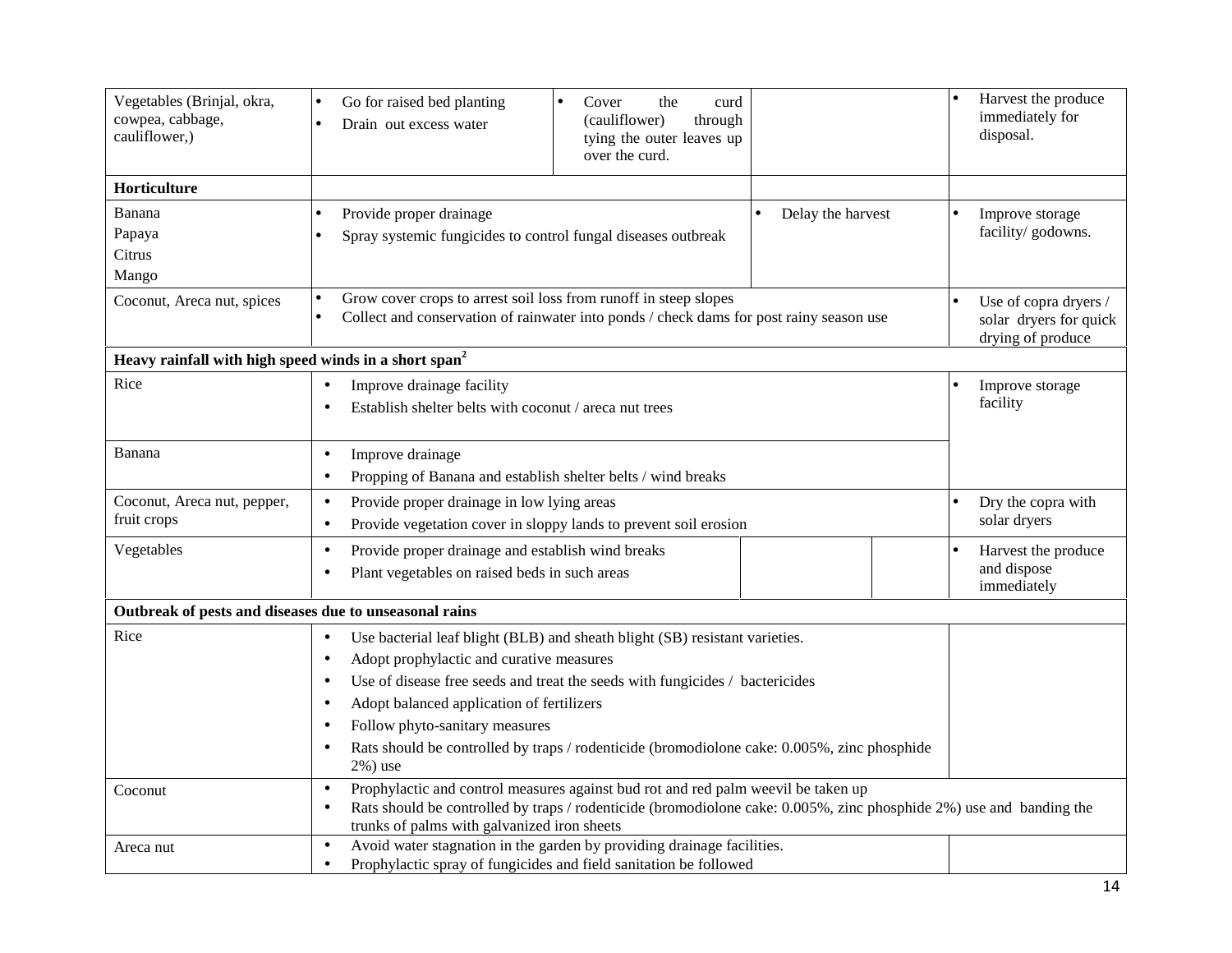| | | | | | |
|---|---|---|---|---|---|
| Vegetables (Brinjal, okra, cowpea, cabbage, cauliflower,) | • Go for raised bed planting<br>• Drain out excess water | • Cover the curd (cauliflower) through tying the outer leaves up over the curd. | | | • Harvest the produce immediately for disposal. |
| **Horticulture** | | | | | |
| Banana<br>Papaya<br>Citrus<br>Mango | • Provide proper drainage<br>• Spray systemic fungicides to control fungal diseases outbreak | | • Delay the harvest | | • Improve storage facility/ godowns. |
| Coconut, Areca nut, spices | • Grow cover crops to arrest soil loss from runoff in steep slopes<br>• Collect and conservation of rainwater into ponds / check dams for post rainy season use | | | | • Use of copra dryers / solar dryers for quick drying of produce |
| **Heavy rainfall with high speed winds in a short span[2]** | | | | | |
| Rice | • Improve drainage facility<br>• Establish shelter belts with coconut / areca nut trees | | | | • Improve storage facility |
| Banana | • Improve drainage<br>• Propping of Banana and establish shelter belts / wind breaks | | | | |
| Coconut, Areca nut, pepper, fruit crops | • Provide proper drainage in low lying areas<br>• Provide vegetation cover in sloppy lands to prevent soil erosion | | | | • Dry the copra with solar dryers |
| Vegetables | • Provide proper drainage and establish wind breaks<br>• Plant vegetables on raised beds in such areas | | | | • Harvest the produce and dispose immediately |
| **Outbreak of pests and diseases due to unseasonal rains** | | | | | |
| Rice | • Use bacterial leaf blight (BLB) and sheath blight (SB) resistant varieties.<br>• Adopt prophylactic and curative measures<br>• Use of disease free seeds and treat the seeds with fungicides / bactericides<br>• Adopt balanced application of fertilizers<br>• Follow phyto-sanitary measures<br>• Rats should be controlled by traps / rodenticide (bromodiolone cake: 0.005%, zinc phosphide 2%) use | | | | |
| Coconut | • Prophylactic and control measures against bud rot and red palm weevil be taken up<br>• Rats should be controlled by traps / rodenticide (bromodiolone cake: 0.005%, zinc phosphide 2%) use and banding the trunks of palms with galvanized iron sheets | | | | |
| Areca nut | • Avoid water stagnation in the garden by providing drainage facilities.<br>• Prophylactic spray of fungicides and field sanitation be followed | | | | |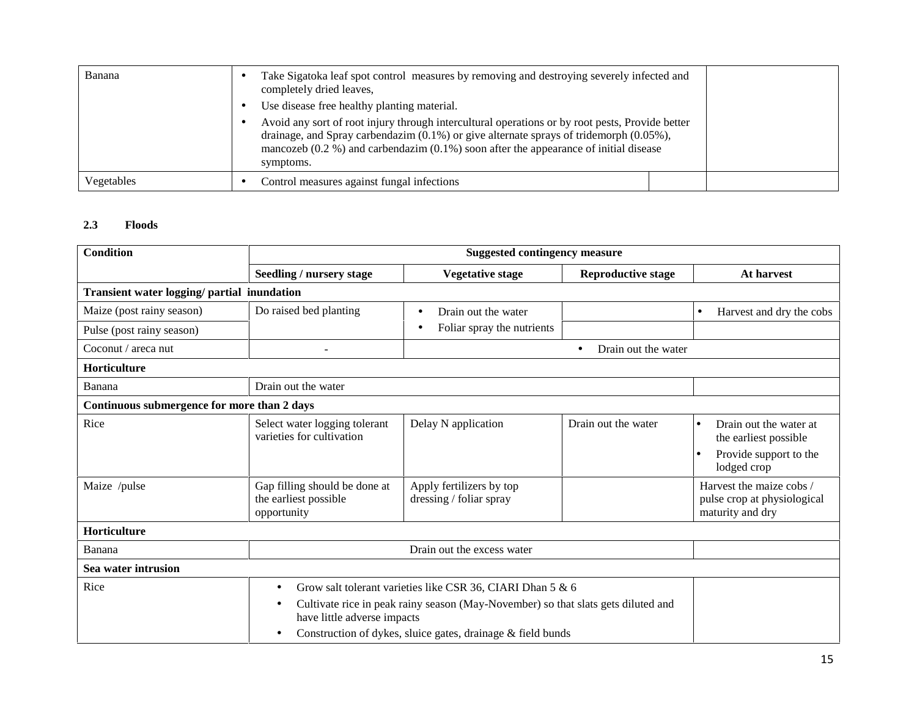| | | | |
|---|---|---|---|
| Banana | • Take Sigatoka leaf spot control measures by removing and destroying severely infected and completely dried leaves,<br>• Use disease free healthy planting material.<br>• Avoid any sort of root injury through intercultural operations or by root pests, Provide better drainage, and Spray carbendazim (0.1%) or give alternate sprays of tridemorph (0.05%), mancozeb (0.2 %) and carbendazim (0.1%) soon after the appearance of initial disease symptoms. | | |
| Vegetables | • Control measures against fungal infections | | |

**2.3 Floods**

| Condition | Suggested contingency measure | | | |
|---|---|---|---|---|
| | **Seedling / nursery stage** | **Vegetative stage** | **Reproductive stage** | **At harvest** |
| **Transient water logging/ partial inundation** | | | | |
| Maize (post rainy season) | Do raised bed planting | • Drain out the water<br>• Foliar spray the nutrients | | • Harvest and dry the cobs |
| Pulse (post rainy season) | | | | |
| Coconut / areca nut | - | • Drain out the water | | |
| **Horticulture** | | | | |
| Banana | Drain out the water | | | |
| **Continuous submergence for more than 2 days** | | | | |
| Rice | Select water logging tolerant varieties for cultivation | Delay N application | Drain out the water | • Drain out the water at the earliest possible<br>• Provide support to the lodged crop |
| Maize /pulse | Gap filling should be done at the earliest possible opportunity | Apply fertilizers by top dressing / foliar spray | | Harvest the maize cobs / pulse crop at physiological maturity and dry |
| **Horticulture** | | | | |
| Banana | Drain out the excess water | | | |
| **Sea water intrusion** | | | | |
| Rice | • Grow salt tolerant varieties like CSR 36, CIARI Dhan 5 & 6<br>• Cultivate rice in peak rainy season (May-November) so that slats gets diluted and have little adverse impacts<br>• Construction of dykes, sluice gates, drainage & field bunds | | | |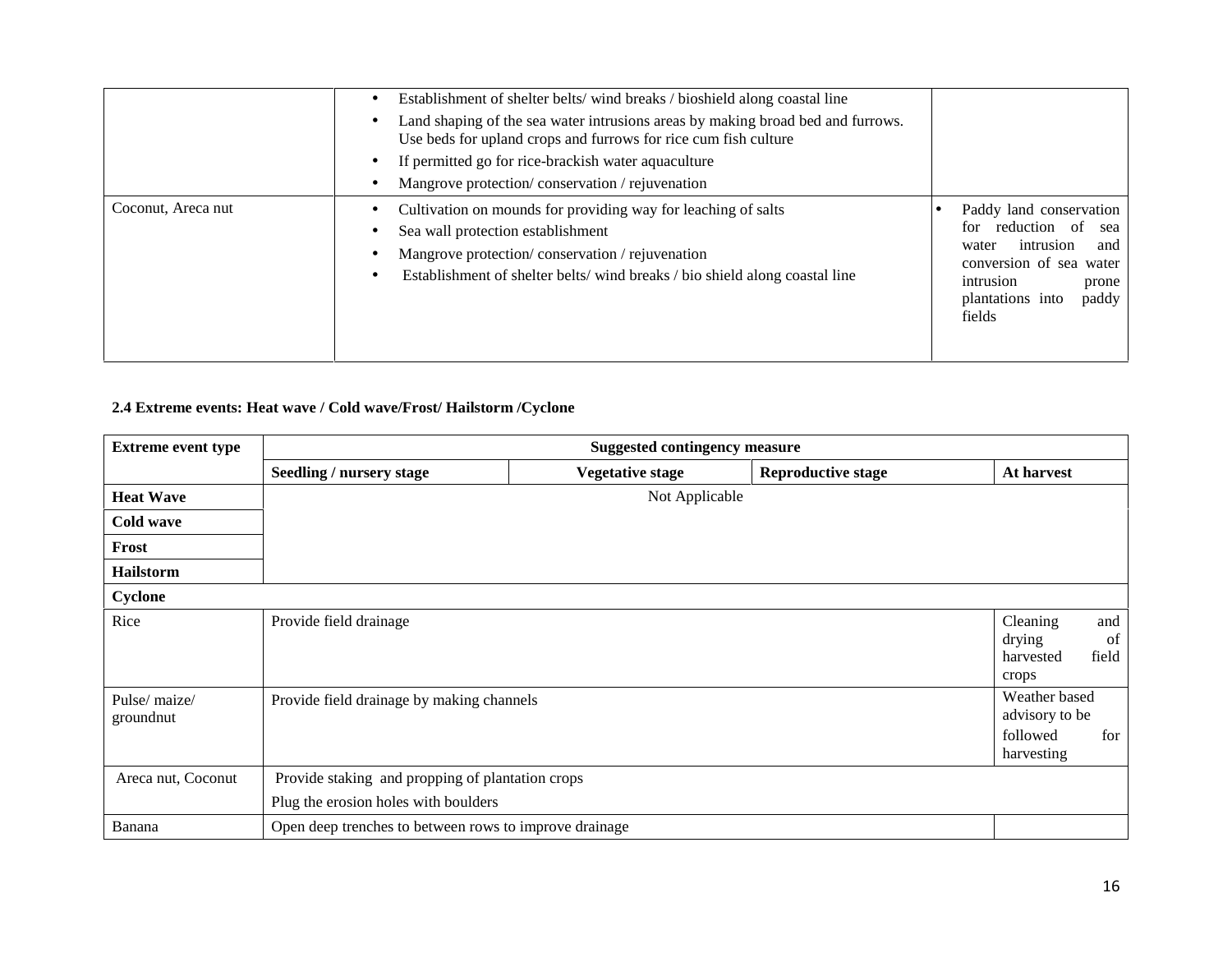| | | |
|---|---|---|
| | • Establishment of shelter belts/ wind breaks / bioshield along coastal line<br>• Land shaping of the sea water intrusions areas by making broad bed and furrows. Use beds for upland crops and furrows for rice cum fish culture<br>• If permitted go for rice-brackish water aquaculture<br>• Mangrove protection/ conservation / rejuvenation | |
| Coconut, Areca nut | • Cultivation on mounds for providing way for leaching of salts<br>• Sea wall protection establishment<br>• Mangrove protection/ conservation / rejuvenation<br>• Establishment of shelter belts/ wind breaks / bio shield along coastal line | • Paddy land conservation for reduction of sea water intrusion and conversion of sea water intrusion prone plantations into paddy fields |

**2.4 Extreme events: Heat wave / Cold wave/Frost/ Hailstorm /Cyclone**

| Extreme event type | Suggested contingency measure | | | |
|---|---|---|---|---|
| | **Seedling / nursery stage** | **Vegetative stage** | **Reproductive stage** | **At harvest** |
| **Heat Wave** | Not Applicable | | | |
| **Cold wave** | | | | |
| **Frost** | | | | |
| **Hailstorm** | | | | |
| **Cyclone** | | | | |
| Rice | Provide field drainage | | | Cleaning and drying of harvested field crops |
| Pulse/ maize/ groundnut | Provide field drainage by making channels | | | Weather based advisory to be followed for harvesting |
| Areca nut, Coconut | Provide staking and propping of plantation crops<br>Plug the erosion holes with boulders | | | |
| Banana | Open deep trenches to between rows to improve drainage | | | |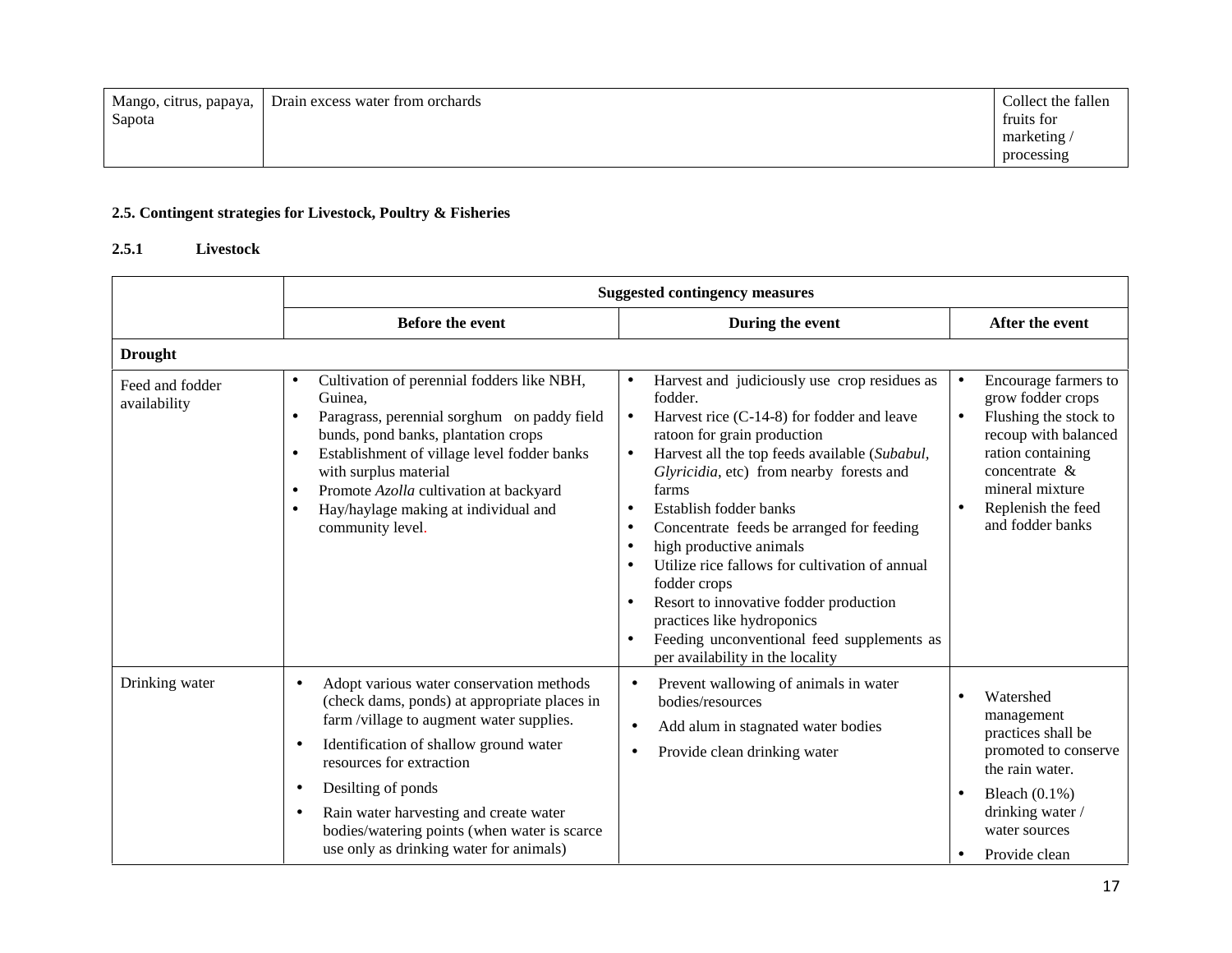| Mango, citrus, papaya, Sapota | Drain excess water from orchards | Collect the fallen fruits for marketing / processing |
|---|---|---|

**2.5. Contingent strategies for Livestock, Poultry & Fisheries**

**2.5.1 Livestock**

| | **Suggested contingency measures** | | |
|---|---|---|---|
| | **Before the event** | **During the event** | **After the event** |
| **Drought** | | | |
| Feed and fodder availability | • Cultivation of perennial fodders like NBH, Guinea,<br>• Paragrass, perennial sorghum on paddy field bunds, pond banks, plantation crops<br>• Establishment of village level fodder banks with surplus material<br>• Promote *Azolla* cultivation at backyard<br>• Hay/haylage making at individual and community level. | • Harvest and judiciously use crop residues as fodder.<br>• Harvest rice (C-14-8) for fodder and leave ratoon for grain production<br>• Harvest all the top feeds available (*Subabul*, *Glyricidia*, etc) from nearby forests and farms<br>• Establish fodder banks<br>• Concentrate feeds be arranged for feeding<br>• high productive animals<br>• Utilize rice fallows for cultivation of annual fodder crops<br>• Resort to innovative fodder production practices like hydroponics<br>• Feeding unconventional feed supplements as per availability in the locality | • Encourage farmers to grow fodder crops<br>• Flushing the stock to recoup with balanced ration containing concentrate & mineral mixture<br>• Replenish the feed and fodder banks |
| Drinking water | • Adopt various water conservation methods (check dams, ponds) at appropriate places in farm /village to augment water supplies.<br>• Identification of shallow ground water resources for extraction<br>• Desilting of ponds<br>• Rain water harvesting and create water bodies/watering points (when water is scarce use only as drinking water for animals) | • Prevent wallowing of animals in water bodies/resources<br>• Add alum in stagnated water bodies<br>• Provide clean drinking water | • Watershed management practices shall be promoted to conserve the rain water.<br>• Bleach (0.1%) drinking water / water sources<br>• Provide clean |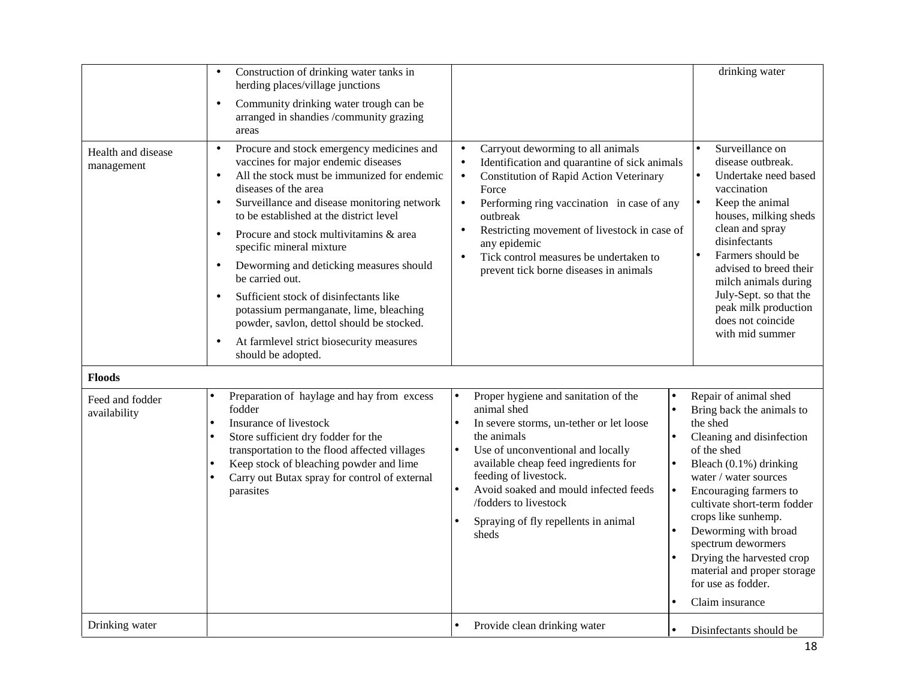| | | | |
|---|---|---|---|
| | • Construction of drinking water tanks in herding places/village junctions<br>• Community drinking water trough can be arranged in shandies /community grazing areas | | drinking water |
| Health and disease management | • Procure and stock emergency medicines and vaccines for major endemic diseases<br>• All the stock must be immunized for endemic diseases of the area<br>• Surveillance and disease monitoring network to be established at the district level<br>• Procure and stock multivitamins & area specific mineral mixture<br>• Deworming and deticking measures should be carried out.<br>• Sufficient stock of disinfectants like potassium permanganate, lime, bleaching powder, savlon, dettol should be stocked.<br>• At farmlevel strict biosecurity measures should be adopted. | • Carryout deworming to all animals<br>• Identification and quarantine of sick animals<br>• Constitution of Rapid Action Veterinary Force<br>• Performing ring vaccination in case of any outbreak<br>• Restricting movement of livestock in case of any epidemic<br>• Tick control measures be undertaken to prevent tick borne diseases in animals | • Surveillance on disease outbreak.<br>• Undertake need based vaccination<br>• Keep the animal houses, milking sheds clean and spray disinfectants<br>• Farmers should be advised to breed their milch animals during July-Sept. so that the peak milk production does not coincide with mid summer |
| **Floods** | | | |
| Feed and fodder availability | • Preparation of haylage and hay from excess fodder<br>• Insurance of livestock<br>• Store sufficient dry fodder for the transportation to the flood affected villages<br>• Keep stock of bleaching powder and lime<br>• Carry out Butax spray for control of external parasites | • Proper hygiene and sanitation of the animal shed<br>• In severe storms, un-tether or let loose the animals<br>• Use of unconventional and locally available cheap feed ingredients for feeding of livestock.<br>• Avoid soaked and mould infected feeds /fodders to livestock<br>• Spraying of fly repellents in animal sheds | • Repair of animal shed<br>• Bring back the animals to the shed<br>• Cleaning and disinfection of the shed<br>• Bleach (0.1%) drinking water / water sources<br>• Encouraging farmers to cultivate short-term fodder crops like sunhemp.<br>• Deworming with broad spectrum dewormers<br>• Drying the harvested crop material and proper storage for use as fodder.<br>• Claim insurance |
| Drinking water | | • Provide clean drinking water | • Disinfectants should be |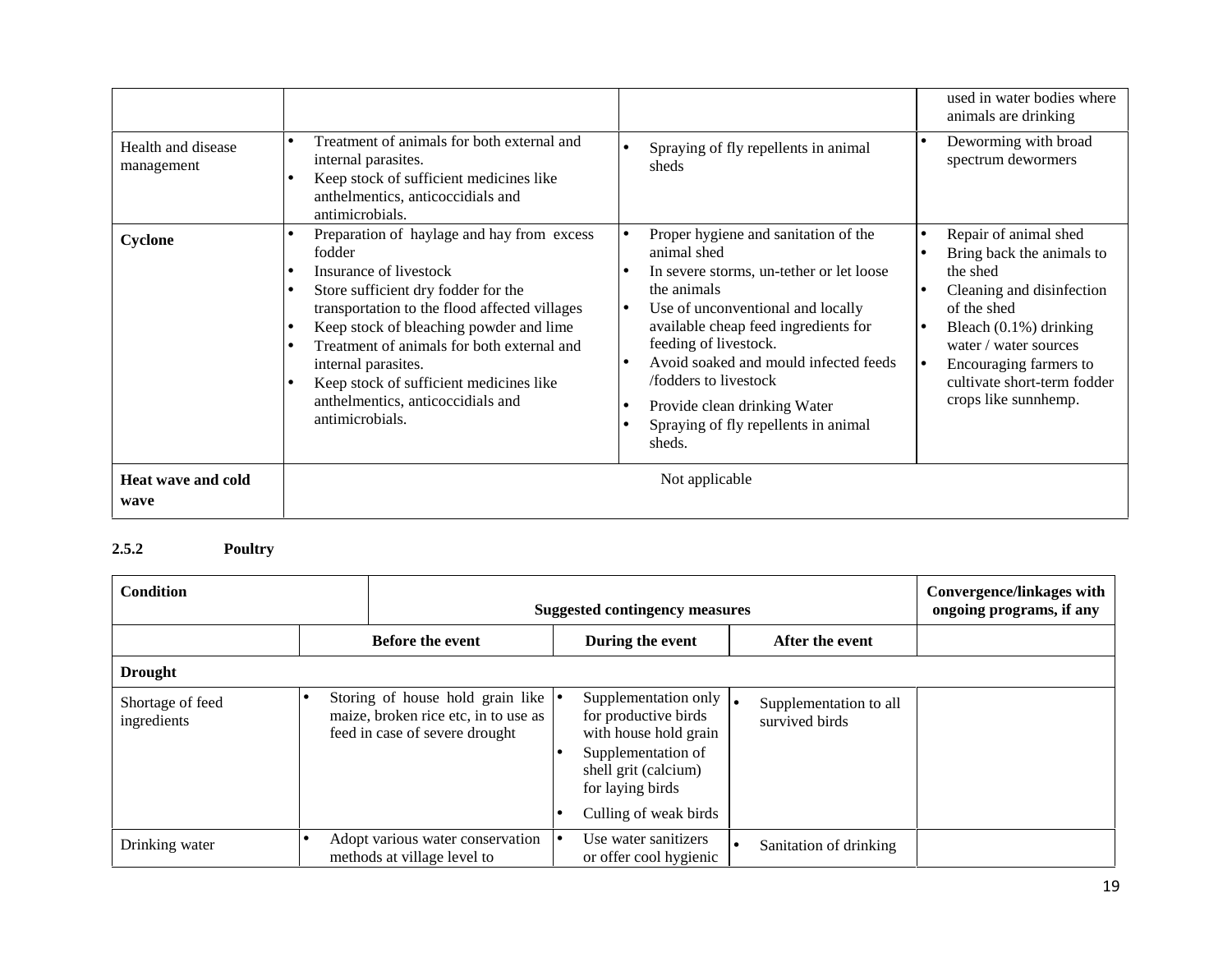| | | | |
|---|---|---|---|
| | | | used in water bodies where animals are drinking |
| Health and disease management | • Treatment of animals for both external and internal parasites.<br>• Keep stock of sufficient medicines like anthelmentics, anticoccidials and antimicrobials. | • Spraying of fly repellents in animal sheds | • Deworming with broad spectrum dewormers |
| **Cyclone** | • Preparation of haylage and hay from excess fodder<br>• Insurance of livestock<br>• Store sufficient dry fodder for the transportation to the flood affected villages<br>• Keep stock of bleaching powder and lime<br>• Treatment of animals for both external and internal parasites.<br>• Keep stock of sufficient medicines like anthelmentics, anticoccidials and antimicrobials. | • Proper hygiene and sanitation of the animal shed<br>• In severe storms, un-tether or let loose the animals<br>• Use of unconventional and locally available cheap feed ingredients for feeding of livestock.<br>• Avoid soaked and mould infected feeds /fodders to livestock<br>• Provide clean drinking Water<br>• Spraying of fly repellents in animal sheds. | • Repair of animal shed<br>• Bring back the animals to the shed<br>• Cleaning and disinfection of the shed<br>• Bleach (0.1%) drinking water / water sources<br>• Encouraging farmers to cultivate short-term fodder crops like sunnhemp. |
| **Heat wave and cold wave** | Not applicable | | |

**2.5.2 Poultry**

| Condition | Suggested contingency measures | | | Convergence/linkages with ongoing programs, if any |
|---|---|---|---|---|
| | **Before the event** | **During the event** | **After the event** | |
| **Drought** | | | | |
| Shortage of feed ingredients | • Storing of house hold grain like maize, broken rice etc, in to use as feed in case of severe drought | • Supplementation only for productive birds with house hold grain<br>• Supplementation of shell grit (calcium) for laying birds<br>• Culling of weak birds | • Supplementation to all survived birds | |
| Drinking water | • Adopt various water conservation methods at village level to | • Use water sanitizers or offer cool hygienic | • Sanitation of drinking | |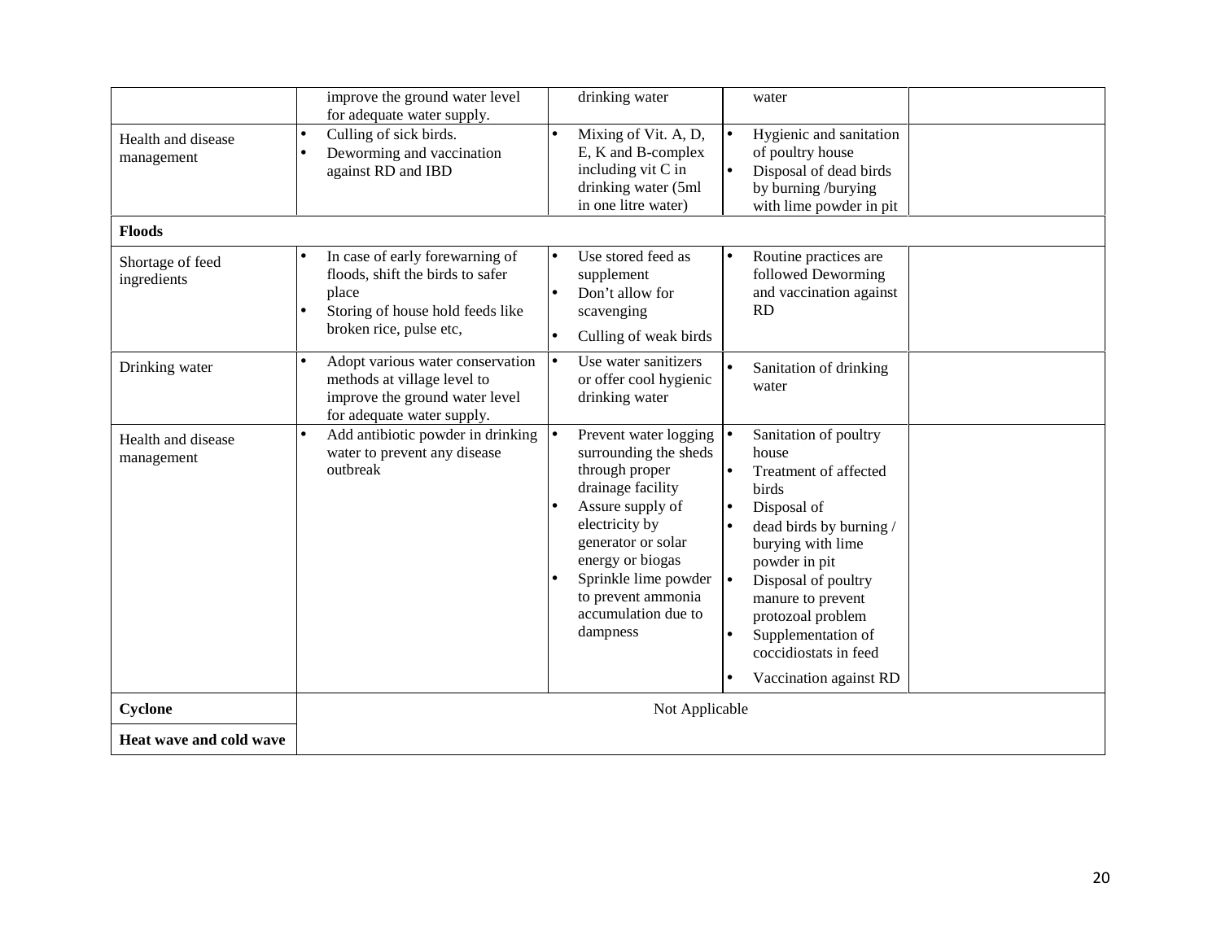| | | | | |
|---|---|---|---|---|
| | improve the ground water level for adequate water supply. | drinking water | water | |
| Health and disease management | • Culling of sick birds.<br>• Deworming and vaccination against RD and IBD | • Mixing of Vit. A, D, E, K and B-complex including vit C in drinking water (5ml in one litre water) | • Hygienic and sanitation of poultry house<br>• Disposal of dead birds by burning /burying with lime powder in pit | |
| **Floods** | | | | |
| Shortage of feed ingredients | • In case of early forewarning of floods, shift the birds to safer place<br>• Storing of house hold feeds like broken rice, pulse etc, | • Use stored feed as supplement<br>• Don't allow for scavenging<br>• Culling of weak birds | • Routine practices are followed Deworming and vaccination against RD | |
| Drinking water | • Adopt various water conservation methods at village level to improve the ground water level for adequate water supply. | • Use water sanitizers or offer cool hygienic drinking water | • Sanitation of drinking water | |
| Health and disease management | • Add antibiotic powder in drinking water to prevent any disease outbreak | • Prevent water logging surrounding the sheds through proper drainage facility<br>• Assure supply of electricity by generator or solar energy or biogas<br>• Sprinkle lime powder to prevent ammonia accumulation due to dampness | • Sanitation of poultry house<br>• Treatment of affected birds<br>• Disposal of<br>• dead birds by burning / burying with lime powder in pit<br>• Disposal of poultry manure to prevent protozoal problem<br>• Supplementation of coccidiostats in feed<br>• Vaccination against RD | |
| **Cyclone** | Not Applicable | | | |
| **Heat wave and cold wave** | | | | |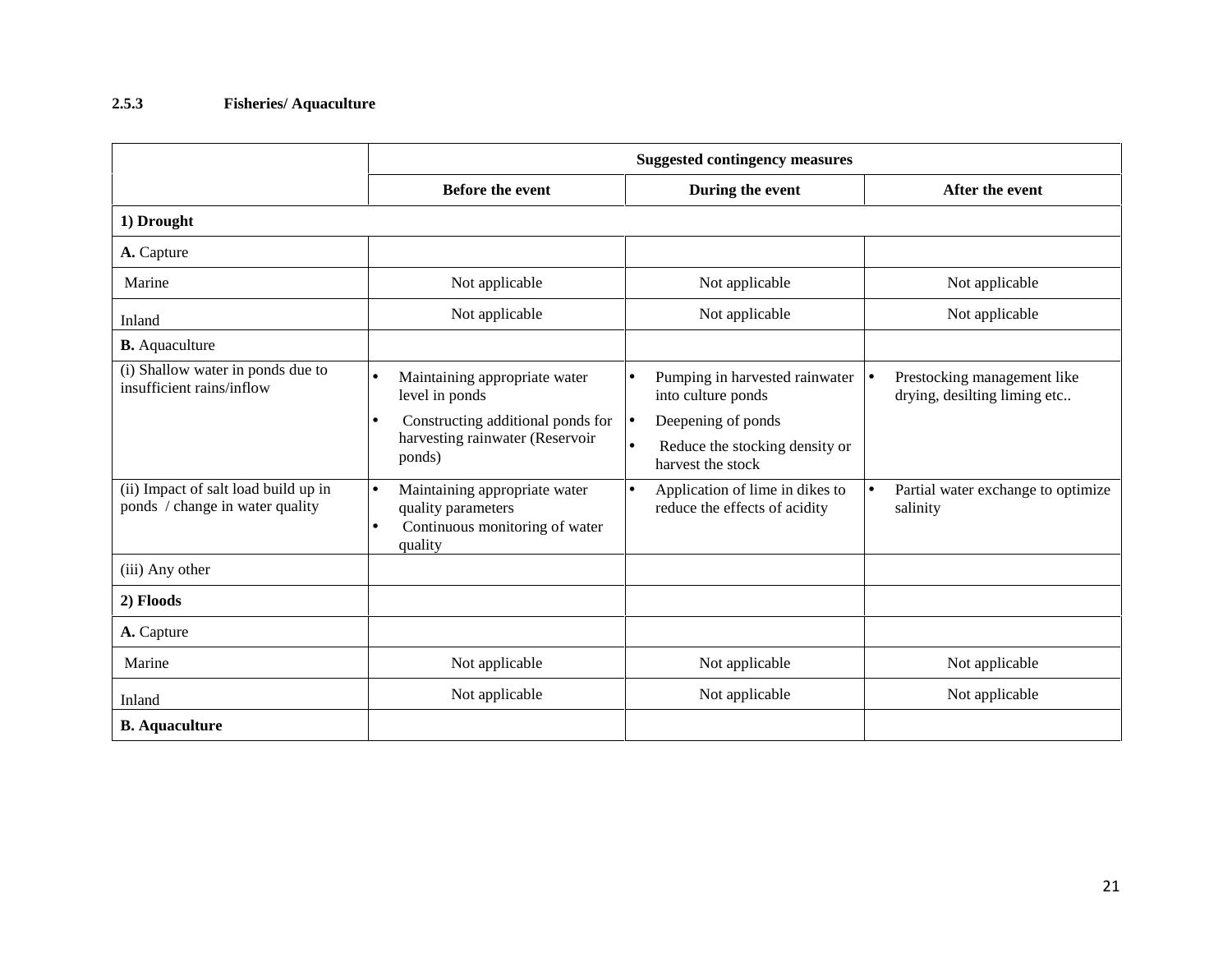### 2.5.3 Fisheries/ Aquaculture

| | Suggested contingency measures | | |
|---|---|---|---|
| | Before the event | During the event | After the event |
| **1) Drought** | | | |
| **A.** Capture | | | |
| Marine | Not applicable | Not applicable | Not applicable |
| Inland | Not applicable | Not applicable | Not applicable |
| **B.** Aquaculture | | | |
| (i) Shallow water in ponds due to insufficient rains/inflow | • Maintaining appropriate water level in ponds<br>• Constructing additional ponds for harvesting rainwater (Reservoir ponds) | • Pumping in harvested rainwater into culture ponds<br>• Deepening of ponds<br>• Reduce the stocking density or harvest the stock | • Prestocking management like drying, desilting liming etc.. |
| (ii) Impact of salt load build up in ponds / change in water quality | • Maintaining appropriate water quality parameters<br>• Continuous monitoring of water quality | • Application of lime in dikes to reduce the effects of acidity | • Partial water exchange to optimize salinity |
| (iii) Any other | | | |
| **2) Floods** | | | |
| **A.** Capture | | | |
| Marine | Not applicable | Not applicable | Not applicable |
| Inland | Not applicable | Not applicable | Not applicable |
| **B. Aquaculture** | | | |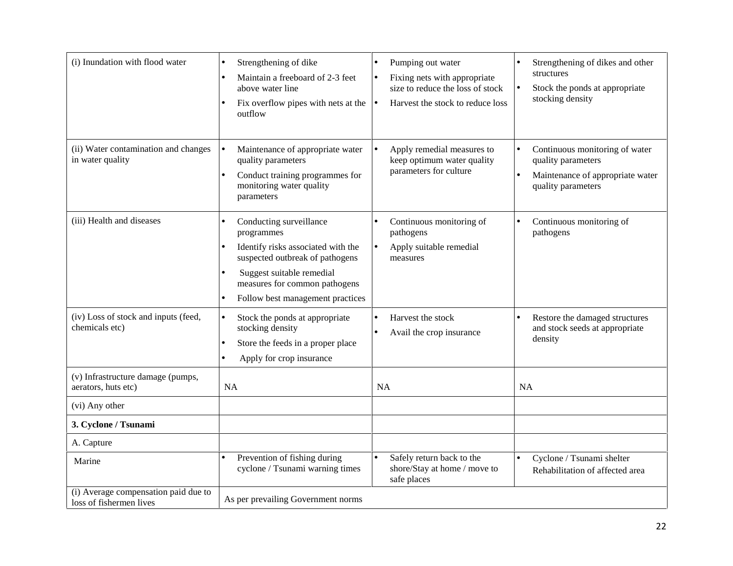| | | | |
|---|---|---|---|
| (i) Inundation with flood water | • Strengthening of dike<br>• Maintain a freeboard of 2-3 feet above water line<br>• Fix overflow pipes with nets at the outflow | • Pumping out water<br>• Fixing nets with appropriate size to reduce the loss of stock<br>• Harvest the stock to reduce loss | • Strengthening of dikes and other structures<br>• Stock the ponds at appropriate stocking density |
| (ii) Water contamination and changes in water quality | • Maintenance of appropriate water quality parameters<br>• Conduct training programmes for monitoring water quality parameters | • Apply remedial measures to keep optimum water quality parameters for culture | • Continuous monitoring of water quality parameters<br>• Maintenance of appropriate water quality parameters |
| (iii) Health and diseases | • Conducting surveillance programmes<br>• Identify risks associated with the suspected outbreak of pathogens<br>• Suggest suitable remedial measures for common pathogens<br>• Follow best management practices | • Continuous monitoring of pathogens<br>• Apply suitable remedial measures | • Continuous monitoring of pathogens |
| (iv) Loss of stock and inputs (feed, chemicals etc) | • Stock the ponds at appropriate stocking density<br>• Store the feeds in a proper place<br>• Apply for crop insurance | • Harvest the stock<br>• Avail the crop insurance | • Restore the damaged structures and stock seeds at appropriate density |
| (v) Infrastructure damage (pumps, aerators, huts etc) | NA | NA | NA |
| (vi) Any other | | | |
| **3. Cyclone / Tsunami** | | | |
| A. Capture | | | |
| Marine | • Prevention of fishing during cyclone / Tsunami warning times | • Safely return back to the shore/Stay at home / move to safe places | • Cyclone / Tsunami shelter<br>Rehabilitation of affected area |
| (i) Average compensation paid due to loss of fishermen lives | As per prevailing Government norms | | |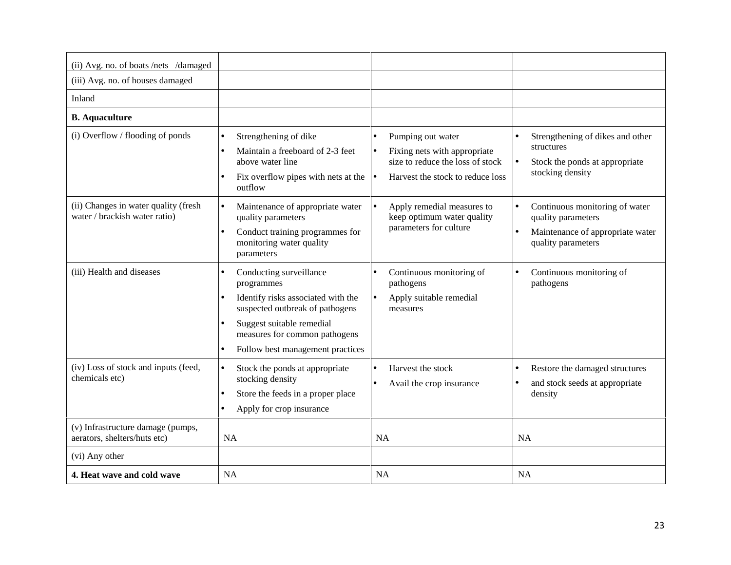| | | | |
|---|---|---|---|
| (ii) Avg. no. of boats /nets /damaged | | | |
| (iii) Avg. no. of houses damaged | | | |
| Inland | | | |
| **B. Aquaculture** | | | |
| (i) Overflow / flooding of ponds | • Strengthening of dike<br>• Maintain a freeboard of 2-3 feet above water line<br>• Fix overflow pipes with nets at the outflow | • Pumping out water<br>• Fixing nets with appropriate size to reduce the loss of stock<br>• Harvest the stock to reduce loss | • Strengthening of dikes and other structures<br>• Stock the ponds at appropriate stocking density |
| (ii) Changes in water quality (fresh water / brackish water ratio) | • Maintenance of appropriate water quality parameters<br>• Conduct training programmes for monitoring water quality parameters | • Apply remedial measures to keep optimum water quality parameters for culture | • Continuous monitoring of water quality parameters<br>• Maintenance of appropriate water quality parameters |
| (iii) Health and diseases | • Conducting surveillance programmes<br>• Identify risks associated with the suspected outbreak of pathogens<br>• Suggest suitable remedial measures for common pathogens<br>• Follow best management practices | • Continuous monitoring of pathogens<br>• Apply suitable remedial measures | • Continuous monitoring of pathogens |
| (iv) Loss of stock and inputs (feed, chemicals etc) | • Stock the ponds at appropriate stocking density<br>• Store the feeds in a proper place<br>• Apply for crop insurance | • Harvest the stock<br>• Avail the crop insurance | • Restore the damaged structures<br>• and stock seeds at appropriate density |
| (v) Infrastructure damage (pumps, aerators, shelters/huts etc) | NA | NA | NA |
| (vi) Any other | | | |
| **4. Heat wave and cold wave** | NA | NA | NA |